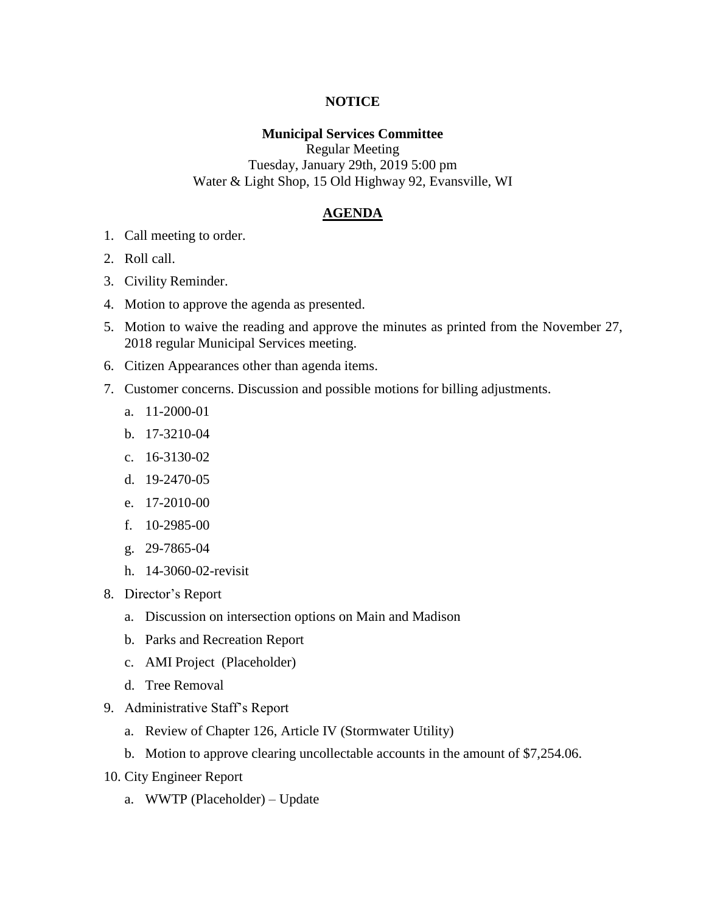**NOTICE**

**Municipal Services Committee**
Regular Meeting
Tuesday, January 29th, 2019 5:00 pm
Water & Light Shop, 15 Old Highway 92, Evansville, WI

## AGENDA

1. Call meeting to order.
2. Roll call.
3. Civility Reminder.
4. Motion to approve the agenda as presented.
5. Motion to waive the reading and approve the minutes as printed from the November 27, 2018 regular Municipal Services meeting.
6. Citizen Appearances other than agenda items.
7. Customer concerns. Discussion and possible motions for billing adjustments.
    a. 11-2000-01
    b. 17-3210-04
    c. 16-3130-02
    d. 19-2470-05
    e. 17-2010-00
    f. 10-2985-00
    g. 29-7865-04
    h. 14-3060-02-revisit
8. Director's Report
    a. Discussion on intersection options on Main and Madison
    b. Parks and Recreation Report
    c. AMI Project (Placeholder)
    d. Tree Removal
9. Administrative Staff's Report
    a. Review of Chapter 126, Article IV (Stormwater Utility)
    b. Motion to approve clearing uncollectable accounts in the amount of $7,254.06.
10. City Engineer Report
    a. WWTP (Placeholder) – Update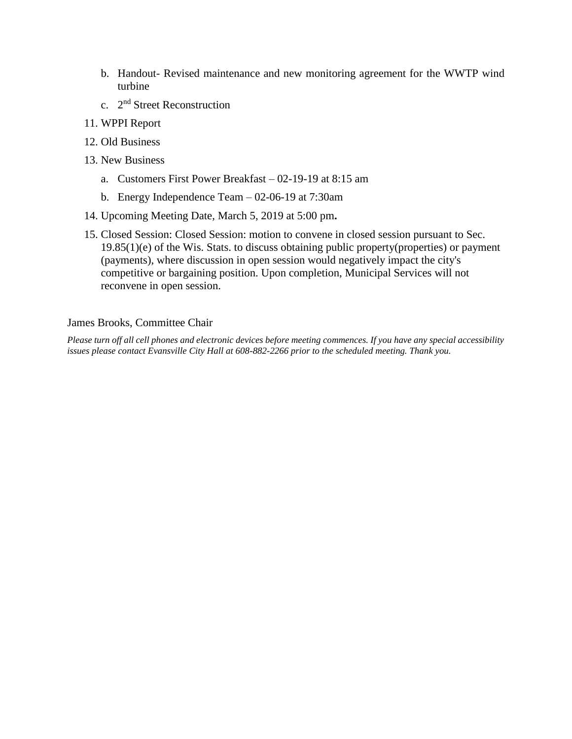b. Handout- Revised maintenance and new monitoring agreement for the WWTP wind turbine
   c. 2nd Street Reconstruction

11. WPPI Report
12. Old Business
13. New Business
    a. Customers First Power Breakfast – 02-19-19 at 8:15 am
    b. Energy Independence Team – 02-06-19 at 7:30am
14. Upcoming Meeting Date, March 5, 2019 at 5:00 pm**.**
15. Closed Session: Closed Session: motion to convene in closed session pursuant to Sec. 19.85(1)(e) of the Wis. Stats. to discuss obtaining public property(properties) or payment (payments), where discussion in open session would negatively impact the city's competitive or bargaining position. Upon completion, Municipal Services will not reconvene in open session.

James Brooks, Committee Chair

*Please turn off all cell phones and electronic devices before meeting commences. If you have any special accessibility issues please contact Evansville City Hall at 608-882-2266 prior to the scheduled meeting. Thank you.*